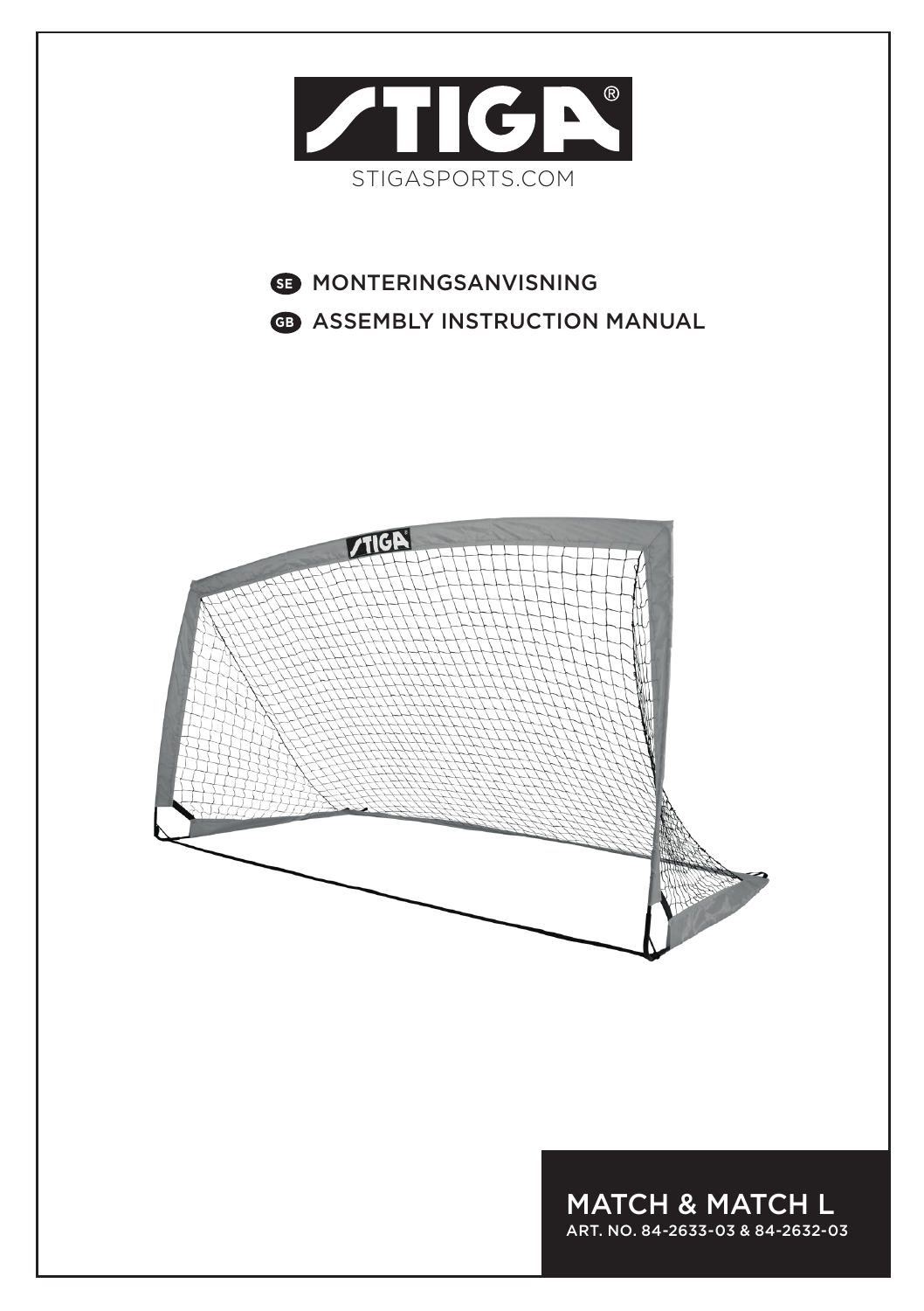STIGA®

STIGASPORTS.COM

SE MONTERINGSANVISNING

GB ASSEMBLY INSTRUCTION MANUAL

# MATCH & MATCH L

ART. NO. 84-2633-03 & 84-2632-03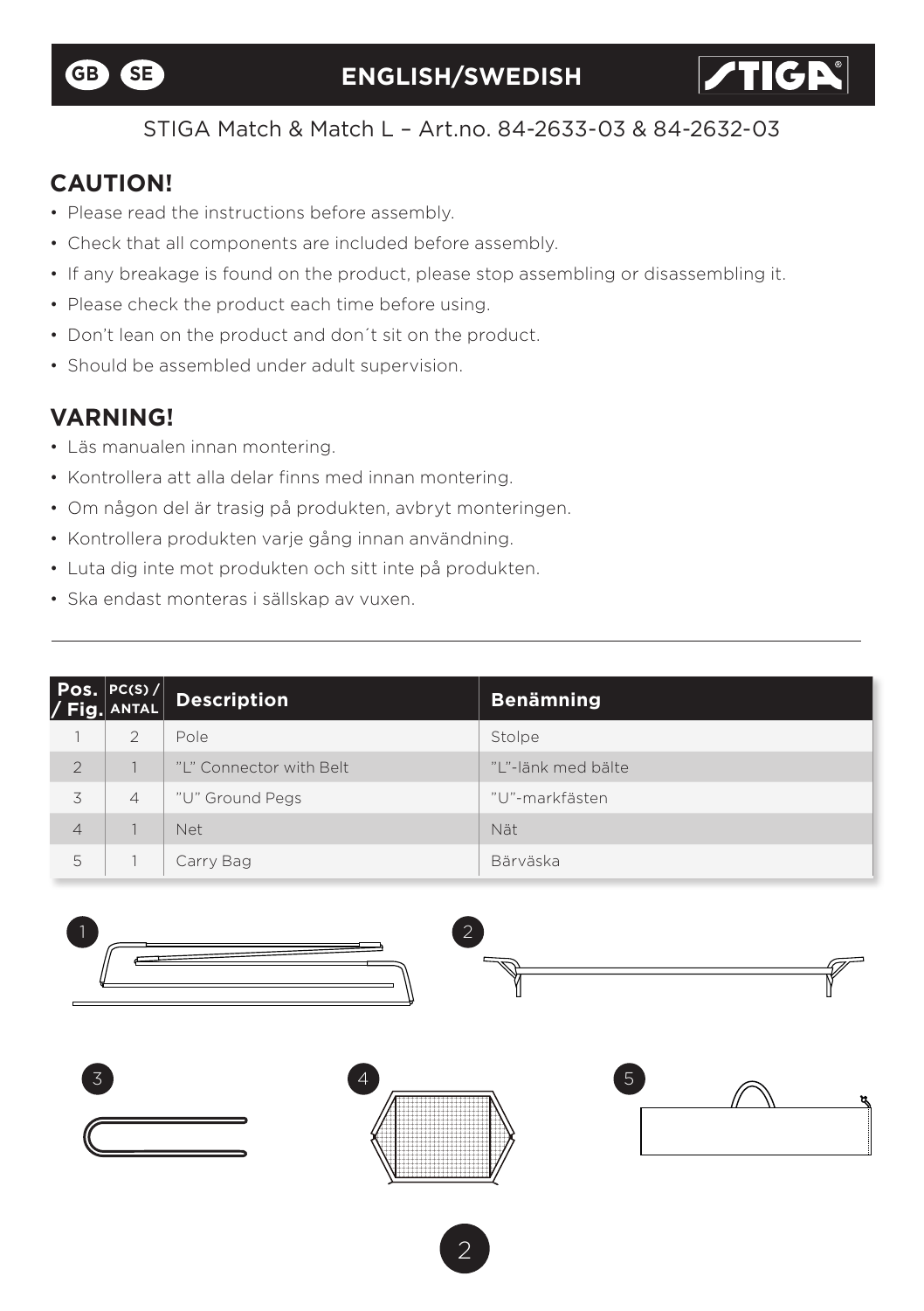GB SE **ENGLISH/SWEDISH** STIGA

STIGA Match & Match L – Art.no. 84-2633-03 & 84-2632-03

## CAUTION!

- Please read the instructions before assembly.
- Check that all components are included before assembly.
- If any breakage is found on the product, please stop assembling or disassembling it.
- Please check the product each time before using.
- Don’t lean on the product and don´t sit on the product.
- Should be assembled under adult supervision.

## VARNING!

- Läs manualen innan montering.
- Kontrollera att alla delar finns med innan montering.
- Om någon del är trasig på produkten, avbryt monteringen.
- Kontrollera produkten varje gång innan användning.
- Luta dig inte mot produkten och sitt inte på produkten.
- Ska endast monteras i sällskap av vuxen.

---

| Pos. / Fig. | PC(S) / ANTAL | Description | Benämning |
|---|---|---|---|
| 1 | 2 | Pole | Stolpe |
| 2 | 1 | ”L” Connector with Belt | ”L”-länk med bälte |
| 3 | 4 | ”U” Ground Pegs | ”U”-markfästen |
| 4 | 1 | Net | Nät |
| 5 | 1 | Carry Bag | Bärväska |

1 2 3 4 5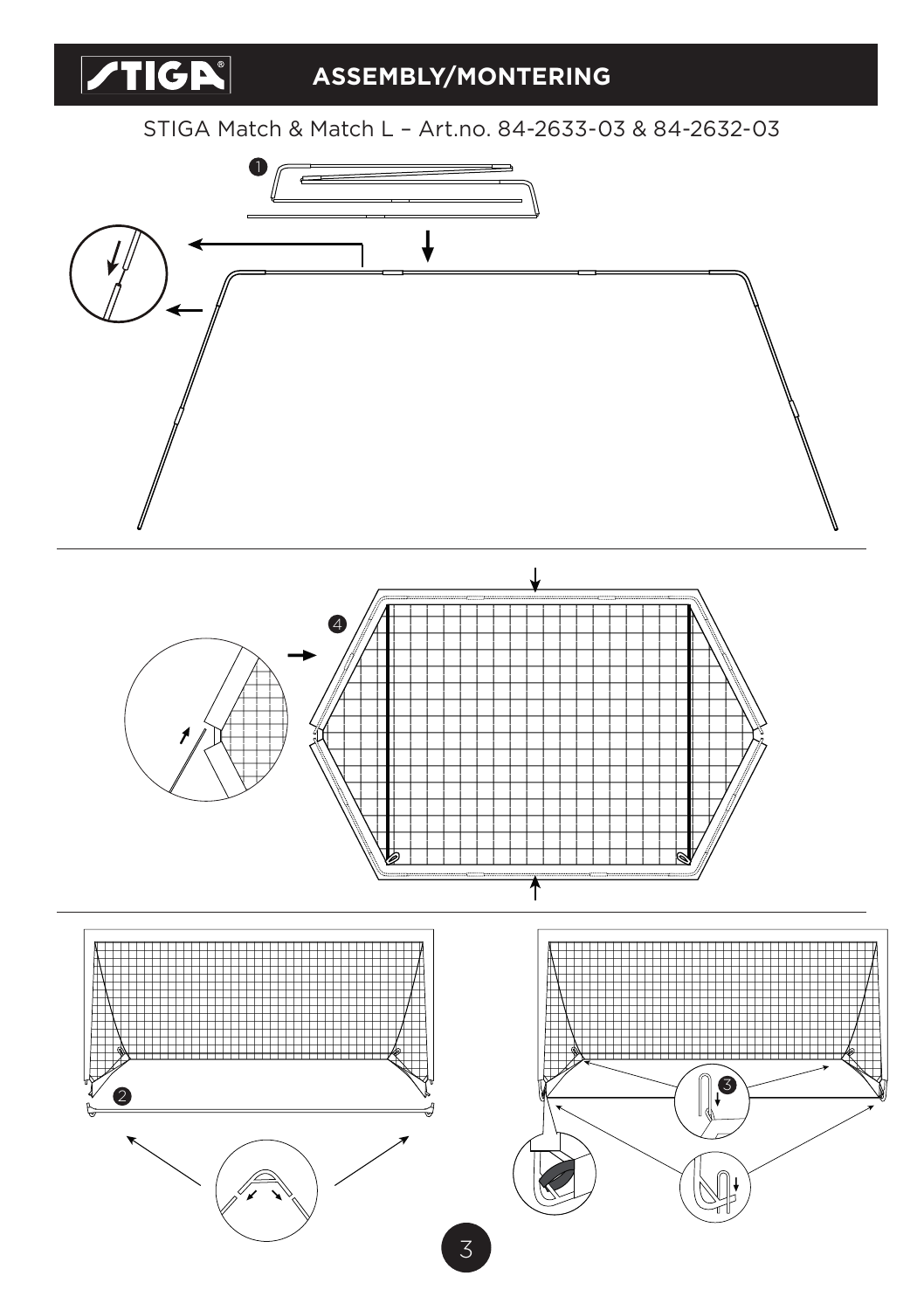# ASSEMBLY/MONTERING

STIGA Match & Match L – Art.no. 84-2633-03 & 84-2632-03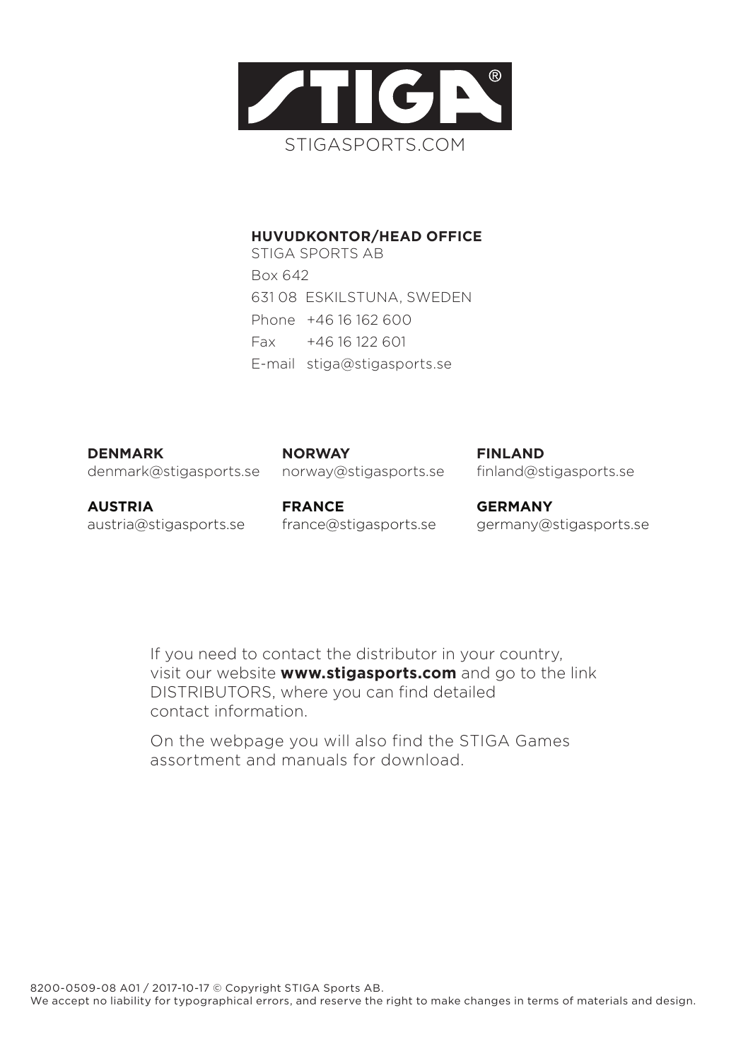STIGA®

STIGASPORTS.COM

**HUVUDKONTOR/HEAD OFFICE**

STIGA SPORTS AB

Box 642

631 08 ESKILSTUNA, SWEDEN

Phone +46 16 162 600

Fax +46 16 122 601

E-mail stiga@stigasports.se

**DENMARK**
denmark@stigasports.se

**NORWAY**
norway@stigasports.se

**FINLAND**
finland@stigasports.se

**AUSTRIA**
austria@stigasports.se

**FRANCE**
france@stigasports.se

**GERMANY**
germany@stigasports.se

If you need to contact the distributor in your country, visit our website **www.stigasports.com** and go to the link DISTRIBUTORS, where you can find detailed contact information.

On the webpage you will also find the STIGA Games assortment and manuals for download.

8200-0509-08 A01 / 2017-10-17 © Copyright STIGA Sports AB.
We accept no liability for typographical errors, and reserve the right to make changes in terms of materials and design.